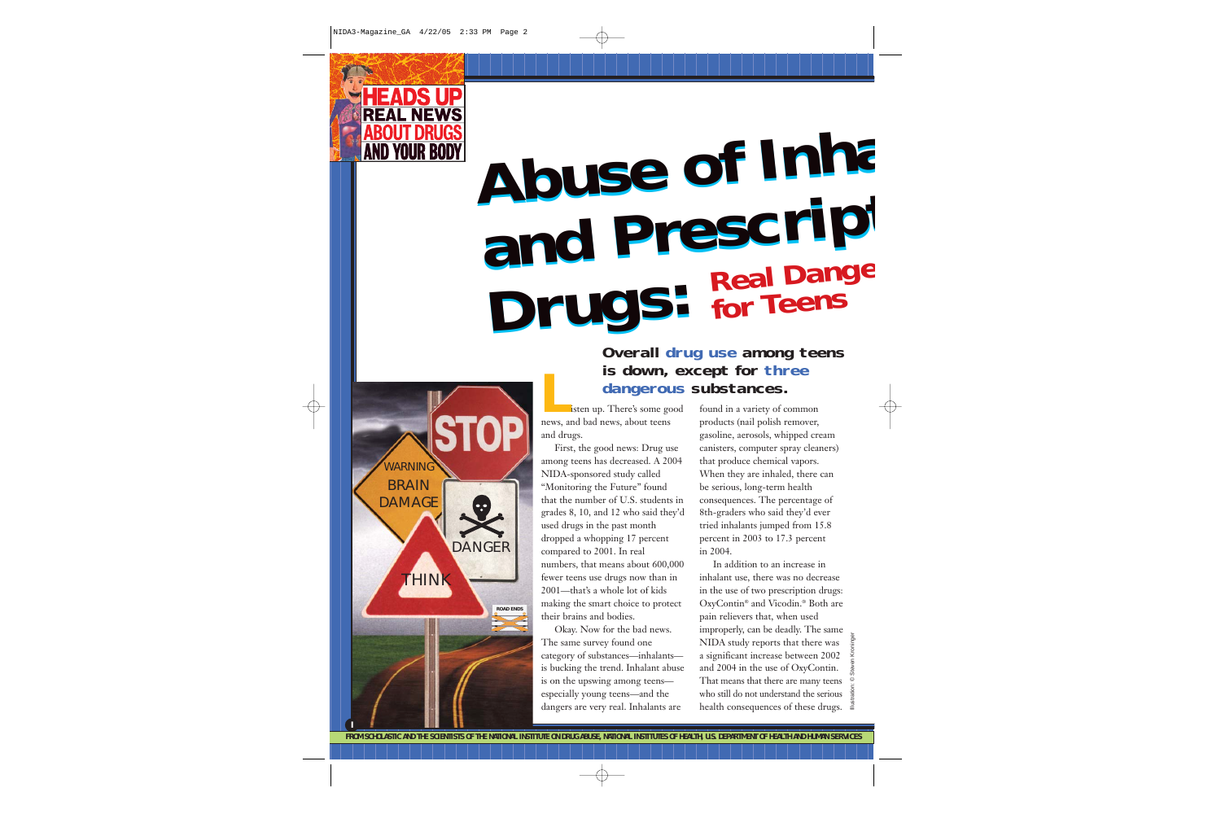# Abuse of Inhalants and Prescription Drugs: Real Danger for Teens

**Overall drug use among teens is down, except for three dangerous substances.**

Listen up. There's some good news, and bad news, about teens and drugs.

First, the good news: Drug use among teens has decreased. A 2004 NIDA-sponsored study called "Monitoring the Future" found that the number of U.S. students in grades 8, 10, and 12 who said they'd used drugs in the past month dropped a whopping 17 percent compared to 2001. In real numbers, that means about 600,000 fewer teens use drugs now than in 2001—that's a whole lot of kids making the smart choice to protect their brains and bodies.

Okay. Now for the bad news. The same survey found one category of substances—inhalants—is bucking the trend. Inhalant abuse is on the upswing among teens—especially young teens—and the dangers are very real. Inhalants are found in a variety of common products (nail polish remover, gasoline, aerosols, whipped cream canisters, computer spray cleaners) that produce chemical vapors. When they are inhaled, there can be serious, long-term health consequences. The percentage of 8th-graders who said they'd ever tried inhalants jumped from 15.8 percent in 2003 to 17.3 percent in 2004.

In addition to an increase in inhalant use, there was no decrease in the use of two prescription drugs: OxyContin® and Vicodin.® Both are pain relievers that, when used improperly, can be deadly. The same NIDA study reports that there was a significant increase between 2002 and 2004 in the use of OxyContin. That means that there are many teens who still do not understand the serious health consequences of these drugs.

Illustration: © Steven Kroninger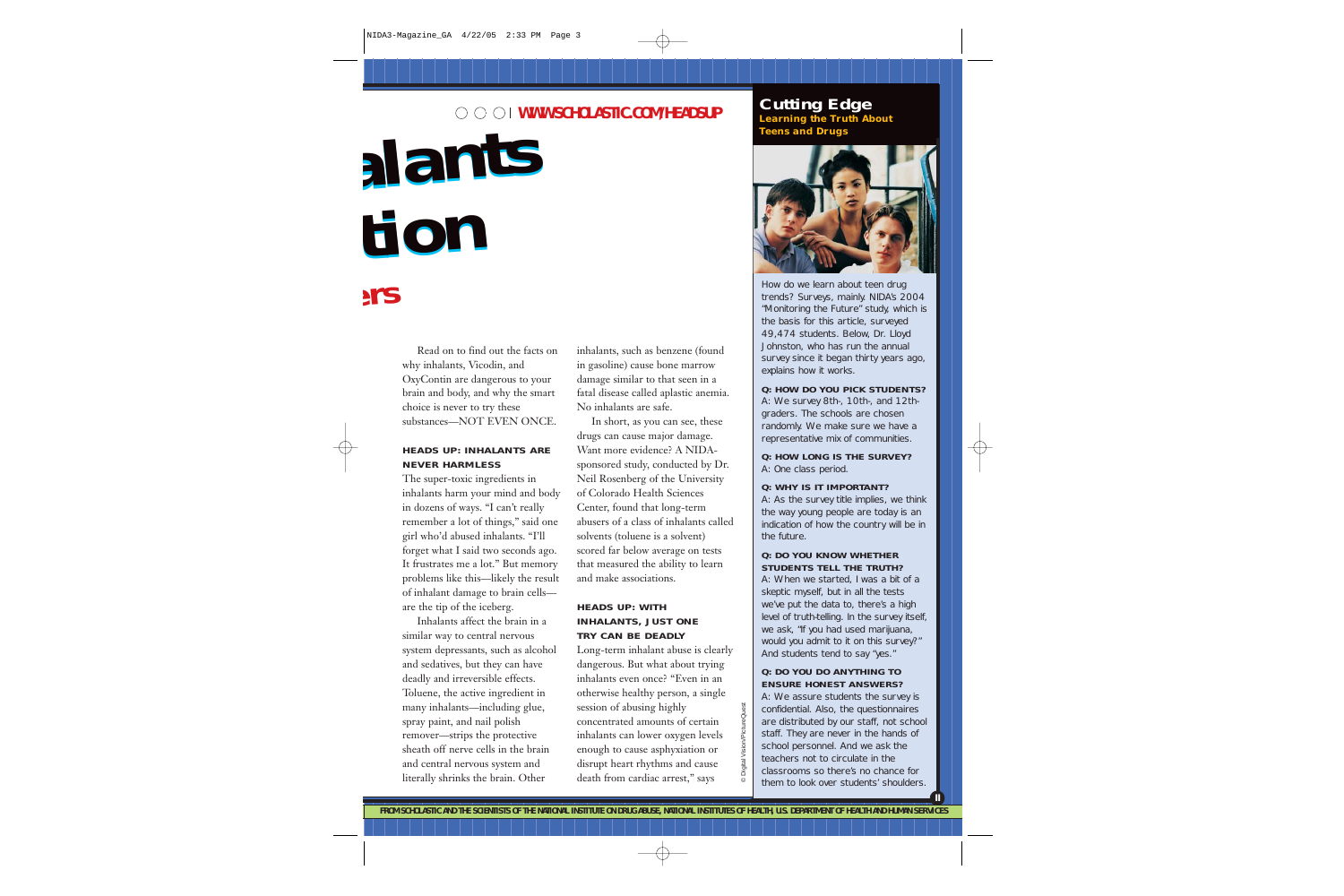WWW.SCHOLASTIC.COM/HEADSUP

# alants

# tion

## ers

Read on to find out the facts on why inhalants, Vicodin, and OxyContin are dangerous to your brain and body, and why the smart choice is never to try these substances—NOT EVEN ONCE.

### HEADS UP: INHALANTS ARE NEVER HARMLESS

The super-toxic ingredients in inhalants harm your mind and body in dozens of ways. "I can't really remember a lot of things," said one girl who'd abused inhalants. "I'll forget what I said two seconds ago. It frustrates me a lot." But memory problems like this—likely the result of inhalant damage to brain cells—are the tip of the iceberg.

Inhalants affect the brain in a similar way to central nervous system depressants, such as alcohol and sedatives, but they can have deadly and irreversible effects. Toluene, the active ingredient in many inhalants—including glue, spray paint, and nail polish remover—strips the protective sheath off nerve cells in the brain and central nervous system and literally shrinks the brain. Other inhalants, such as benzene (found in gasoline) cause bone marrow damage similar to that seen in a fatal disease called aplastic anemia. No inhalants are safe.

In short, as you can see, these drugs can cause major damage. Want more evidence? A NIDA-sponsored study, conducted by Dr. Neil Rosenberg of the University of Colorado Health Sciences Center, found that long-term abusers of a class of inhalants called solvents (toluene is a solvent) scored far below average on tests that measured the ability to learn and make associations.

### HEADS UP: WITH INHALANTS, JUST ONE TRY CAN BE DEADLY

Long-term inhalant abuse is clearly dangerous. But what about trying inhalants even once? "Even in an otherwise healthy person, a single session of abusing highly concentrated amounts of certain inhalants can lower oxygen levels enough to cause asphyxiation or disrupt heart rhythms and cause death from cardiac arrest," says

## Cutting Edge

**Learning the Truth About Teens and Drugs**

© Digital Vision/PictureQuest

How do we learn about teen drug trends? Surveys, mainly. NIDA's 2004 "Monitoring the Future" study, which is the basis for this article, surveyed 49,474 students. Below, Dr. Lloyd Johnston, who has run the annual survey since it began thirty years ago, explains how it works.

**Q: HOW DO YOU PICK STUDENTS?**
A: We survey 8th-, 10th-, and 12th-graders. The schools are chosen randomly. We make sure we have a representative mix of communities.

**Q: HOW LONG IS THE SURVEY?**
A: One class period.

**Q: WHY IS IT IMPORTANT?**
A: As the survey title implies, we think the way young people are today is an indication of how the country will be in the future.

**Q: DO YOU KNOW WHETHER STUDENTS TELL THE TRUTH?**
A: When we started, I was a bit of a skeptic myself, but in all the tests we've put the data to, there's a high level of truth-telling. In the survey itself, we ask, "If you had used marijuana, would you admit to it on this survey?" And students tend to say "yes."

**Q: DO YOU DO ANYTHING TO ENSURE HONEST ANSWERS?**
A: We assure students the survey is confidential. Also, the questionnaires are distributed by our staff, not school staff. They are never in the hands of school personnel. And we ask the teachers not to circulate in the classrooms so there's no chance for them to look over students' shoulders.

FROM SCHOLASTIC AND THE SCIENTISTS OF THE NATIONAL INSTITUTE ON DRUG ABUSE, NATIONAL INSTITUTES OF HEALTH, U.S. DEPARTMENT OF HEALTH AND HUMAN SERVICES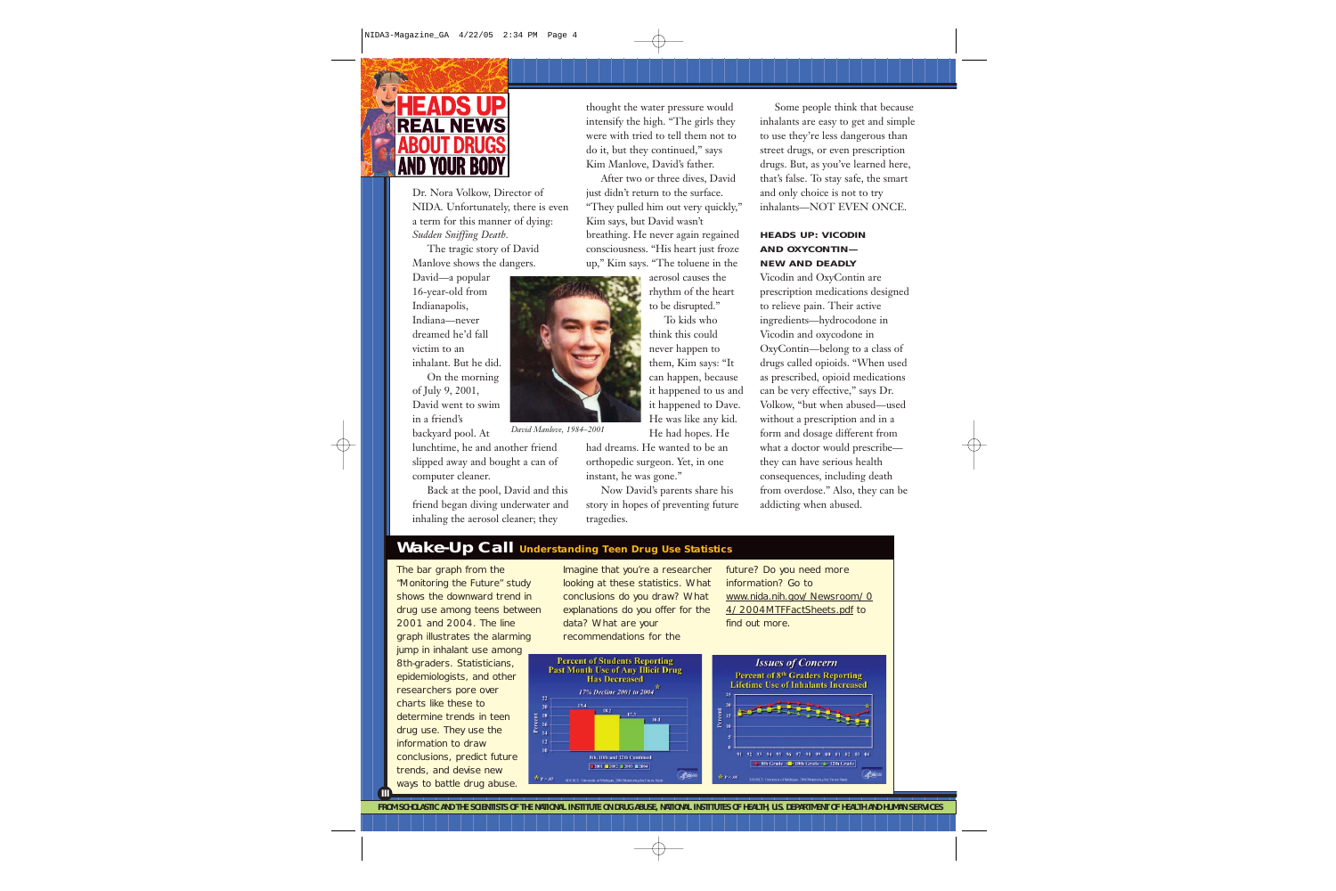# HEADS UP REAL NEWS ABOUT DRUGS AND YOUR BODY

Dr. Nora Volkow, Director of NIDA. Unfortunately, there is even a term for this manner of dying: *Sudden Sniffing Death.*

The tragic story of David Manlove shows the dangers. David—a popular 16-year-old from Indianapolis, Indiana—never dreamed he'd fall victim to an inhalant. But he did.

On the morning of July 9, 2001, David went to swim in a friend's backyard pool. At lunchtime, he and another friend slipped away and bought a can of computer cleaner.

Back at the pool, David and this friend began diving underwater and inhaling the aerosol cleaner; they thought the water pressure would intensify the high. "The girls they were with tried to tell them not to do it, but they continued," says Kim Manlove, David's father.

After two or three dives, David just didn't return to the surface. "They pulled him out very quickly," Kim says, but David wasn't breathing. He never again regained consciousness. "His heart just froze up," Kim says. "The toluene in the aerosol causes the rhythm of the heart to be disrupted."

*David Manlove, 1984–2001*

To kids who think this could never happen to them, Kim says: "It can happen, because it happened to us and it happened to Dave. He was like any kid. He had hopes. He had dreams. He wanted to be an orthopedic surgeon. Yet, in one instant, he was gone."

Now David's parents share his story in hopes of preventing future tragedies.

Some people think that because inhalants are easy to get and simple to use they're less dangerous than street drugs, or even prescription drugs. But, as you've learned here, that's false. To stay safe, the smart and only choice is not to try inhalants—NOT EVEN ONCE.

### HEADS UP: VICODIN AND OXYCONTIN—NEW AND DEADLY

Vicodin and OxyContin are prescription medications designed to relieve pain. Their active ingredients—hydrocodone in Vicodin and oxycodone in OxyContin—belong to a class of drugs called opioids. "When used as prescribed, opioid medications can be very effective," says Dr. Volkow, "but when abused—used without a prescription and in a form and dosage different from what a doctor would prescribe—they can have serious health consequences, including death from overdose." Also, they can be addicting when abused.

## Wake-Up Call Understanding Teen Drug Use Statistics

The bar graph from the "Monitoring the Future" study shows the downward trend in drug use among teens between 2001 and 2004. The line graph illustrates the alarming jump in inhalant use among 8th-graders. Statisticians, epidemiologists, and other researchers pore over charts like these to determine trends in teen drug use. They use the information to draw conclusions, predict future trends, and devise new ways to battle drug abuse. Imagine that you're a researcher looking at these statistics. What conclusions do you draw? What explanations do you offer for the data? What are your recommendations for the future? Do you need more information? Go to www.nida.nih.gov/Newsroom/04/2004MTFFactSheets.pdf to find out more.

**Percent of Students Reporting Past Month Use of Any Illicit Drug Has Decreased**
*17% Decline 2001 to 2004*

| Year | Percent |
|---|---|
| 2001 | 19.4 |
| 2002 | 18.2 |
| 2003 | 17.3 |
| 2004 | 16.1 |

8th, 10th, and 12th Combined

$p < .05$

SOURCE: University of Michigan, 2004 Monitoring the Future Study

**Issues of Concern**
**Percent of 8th Graders Reporting Lifetime Use of Inhalants Increased**

8th Grade, 10th Grade, 12th Grade (1991–2004)

$p < .05$

SOURCE: University of Michigan, 2004 Monitoring the Future Study

FROM SCHOLASTIC AND THE SCIENTISTS OF THE NATIONAL INSTITUTE ON DRUG ABUSE, NATIONAL INSTITUTES OF HEALTH, U.S. DEPARTMENT OF HEALTH AND HUMAN SERVICES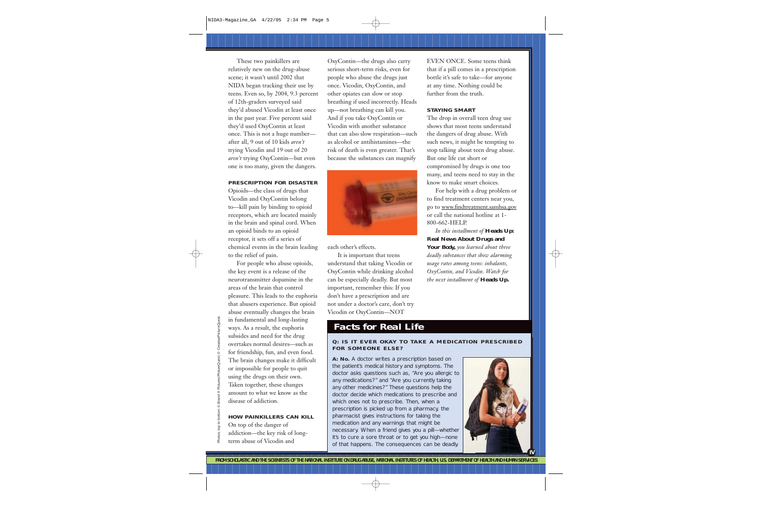These two painkillers are relatively new on the drug-abuse scene; it wasn't until 2002 that NIDA began tracking their use by teens. Even so, by 2004, 9.3 percent of 12th-graders surveyed said they'd abused Vicodin at least once in the past year. Five percent said they'd used OxyContin at least once. This is not a huge number—after all, 9 out of 10 kids *aren't* trying Vicodin and 19 out of 20 *aren't* trying OxyContin—but even one is too many, given the dangers.

### PRESCRIPTION FOR DISASTER

Opioids—the class of drugs that Vicodin and OxyContin belong to—kill pain by binding to opioid receptors, which are located mainly in the brain and spinal cord. When an opioid binds to an opioid receptor, it sets off a series of chemical events in the brain leading to the relief of pain.

For people who abuse opioids, the key event is a release of the neurotransmitter dopamine in the areas of the brain that control pleasure. This leads to the euphoria that abusers experience. But opioid abuse eventually changes the brain in fundamental and long-lasting ways. As a result, the euphoria subsides and need for the drug overtakes normal desires—such as for friendship, fun, and even food. The brain changes make it difficult or impossible for people to quit using the drugs on their own. Taken together, these changes amount to what we know as the disease of addiction.

### HOW PAINKILLERS CAN KILL

On top of the danger of addiction—the key risk of long-term abuse of Vicodin and OxyContin—the drugs also carry serious short-term risks, even for people who abuse the drugs just once. Vicodin, OxyContin, and other opiates can slow or stop breathing if used incorrectly. Heads up—not breathing can kill you. And if you take OxyContin or Vicodin with another substance that can also slow respiration—such as alcohol or antihistamines—the risk of death is even greater. That's because the substances can magnify each other's effects.

It is important that teens understand that taking Vicodin or OxyContin while drinking alcohol can be especially deadly. But most important, remember this: If you don't have a prescription and are not under a doctor's care, don't try Vicodin or OxyContin—NOT EVEN ONCE. Some teens think that if a pill comes in a prescription bottle it's safe to take—for anyone at any time. Nothing could be further from the truth.

### STAYING SMART

The drop in overall teen drug use shows that most teens understand the dangers of drug abuse. With such news, it might be tempting to stop talking about teen drug abuse. But one life cut short or compromised by drugs is one too many, and teens need to stay in the know to make smart choices.

For help with a drug problem or to find treatment centers near you, go to www.findtreatment.samhsa.gov or call the national hotline at 1-800-662-HELP.

*In this installment of* **Heads Up: Real News About Drugs and Your Body,** *you learned about three deadly substances that show alarming usage rates among teens: inhalants, OxyContin, and Vicodin. Watch for the next installment of* **Heads Up.**

## Facts for Real Life

**Q: IS IT EVER OKAY TO TAKE A MEDICATION PRESCRIBED FOR SOMEONE ELSE?**

**A: No.** A doctor writes a prescription based on the patient's medical history and symptoms. The doctor asks questions such as, "Are you allergic to any medications?" and "Are you currently taking any other medicines?" These questions help the doctor decide which medications to prescribe and which ones not to prescribe. Then, when a prescription is picked up from a pharmacy, the pharmacist gives instructions for taking the medication and any warnings that might be necessary. When a friend gives you a pill—whether it's to cure a sore throat or to get you high—none of that happens. The consequences can be deadly.

Photos, top to bottom: © Brand X Pictures/PictureQuest; © Creatas/PictureQuest.

FROM SCHOLASTIC AND THE SCIENTISTS OF THE NATIONAL INSTITUTE ON DRUG ABUSE, NATIONAL INSTITUTES OF HEALTH, U.S. DEPARTMENT OF HEALTH AND HUMAN SERVICES